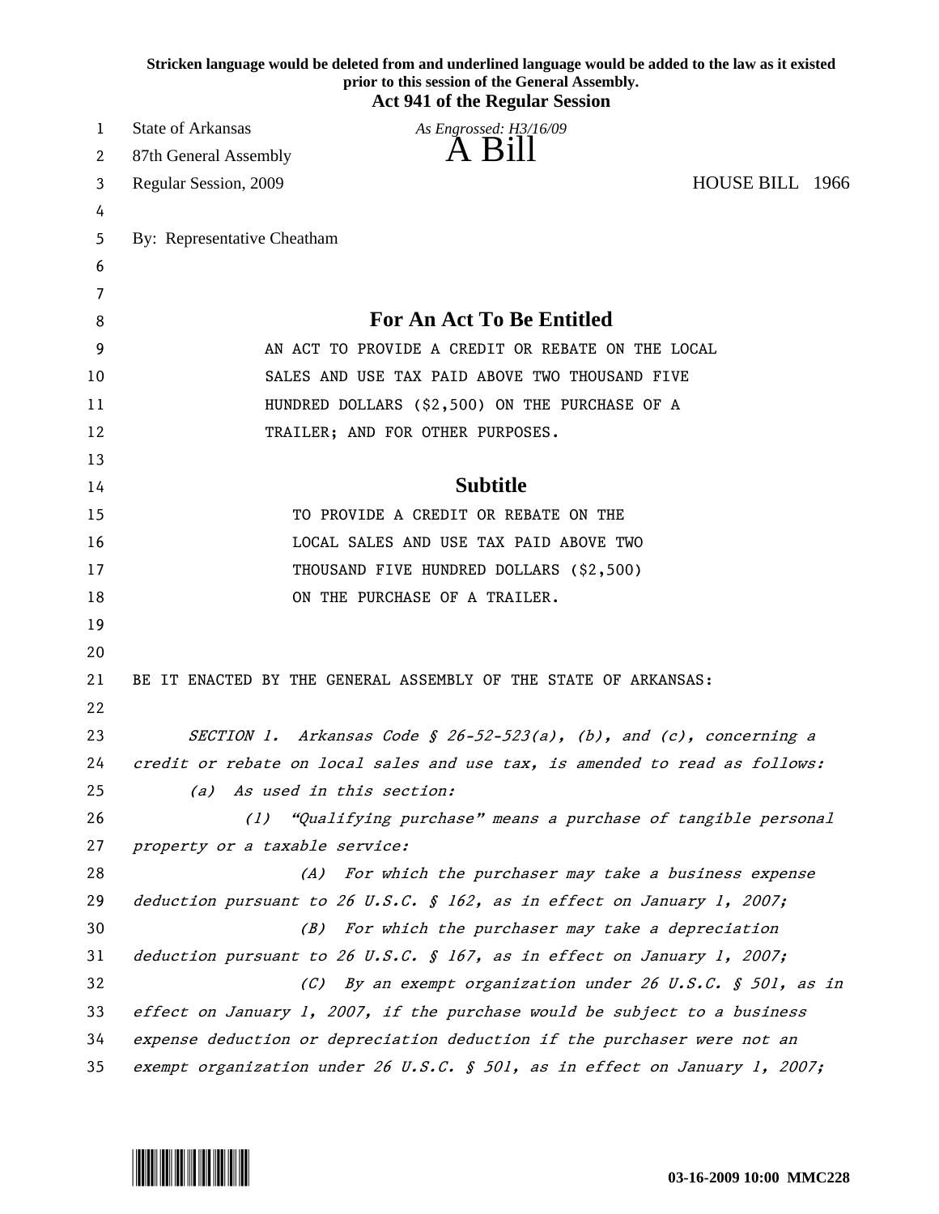**Stricken language would be deleted from and underlined language would be added to the law as it existed prior to this session of the General Assembly.**

**Act 941 of the Regular Session**

State of Arkansas
87th General Assembly
Regular Session, 2009

*As Engrossed: H3/16/09*

# A Bill

HOUSE BILL 1966

By: Representative Cheatham

## For An Act To Be Entitled

AN ACT TO PROVIDE A CREDIT OR REBATE ON THE LOCAL SALES AND USE TAX PAID ABOVE TWO THOUSAND FIVE HUNDRED DOLLARS ($2,500) ON THE PURCHASE OF A TRAILER; AND FOR OTHER PURPOSES.

## Subtitle

TO PROVIDE A CREDIT OR REBATE ON THE LOCAL SALES AND USE TAX PAID ABOVE TWO THOUSAND FIVE HUNDRED DOLLARS ($2,500) ON THE PURCHASE OF A TRAILER.

BE IT ENACTED BY THE GENERAL ASSEMBLY OF THE STATE OF ARKANSAS:

*SECTION 1. Arkansas Code § 26-52-523(a), (b), and (c), concerning a credit or rebate on local sales and use tax, is amended to read as follows:*

*(a) As used in this section:*

*(1) "Qualifying purchase" means a purchase of tangible personal property or a taxable service:*

*(A) For which the purchaser may take a business expense deduction pursuant to 26 U.S.C. § 162, as in effect on January 1, 2007;*

*(B) For which the purchaser may take a depreciation deduction pursuant to 26 U.S.C. § 167, as in effect on January 1, 2007;*

*(C) By an exempt organization under 26 U.S.C. § 501, as in effect on January 1, 2007, if the purchase would be subject to a business expense deduction or depreciation deduction if the purchaser were not an exempt organization under 26 U.S.C. § 501, as in effect on January 1, 2007;*

03-16-2009 10:00 MMC228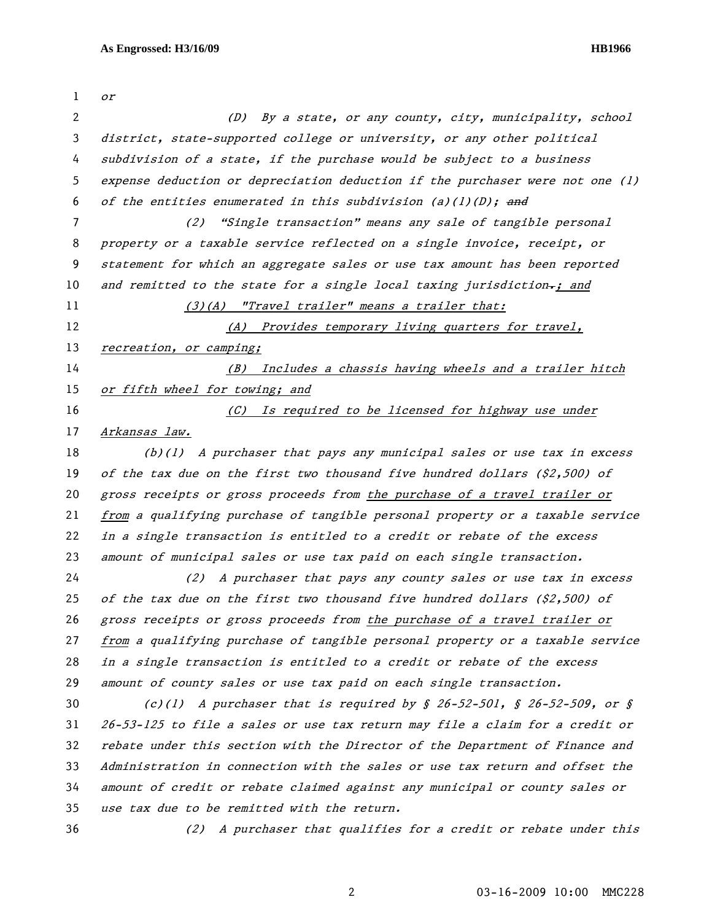*or*

*(D) By a state, or any county, city, municipality, school district, state-supported college or university, or any other political subdivision of a state, if the purchase would be subject to a business expense deduction or depreciation deduction if the purchaser were not one (1) of the entities enumerated in this subdivision (a)(1)(D);* ~~*and*~~

*(2) "Single transaction" means any sale of tangible personal property or a taxable service reflected on a single invoice, receipt, or statement for which an aggregate sales or use tax amount has been reported and remitted to the state for a single local taxing jurisdiction~~.~~; and*

*(3)(A) "Travel trailer" means a trailer that:*

*(A) Provides temporary living quarters for travel, recreation, or camping;*

*(B) Includes a chassis having wheels and a trailer hitch or fifth wheel for towing; and*

*(C) Is required to be licensed for highway use under Arkansas law.*

*(b)(1) A purchaser that pays any municipal sales or use tax in excess of the tax due on the first two thousand five hundred dollars ($2,500) of gross receipts or gross proceeds from the purchase of a travel trailer or from a qualifying purchase of tangible personal property or a taxable service in a single transaction is entitled to a credit or rebate of the excess amount of municipal sales or use tax paid on each single transaction.*

*(2) A purchaser that pays any county sales or use tax in excess of the tax due on the first two thousand five hundred dollars ($2,500) of gross receipts or gross proceeds from the purchase of a travel trailer or from a qualifying purchase of tangible personal property or a taxable service in a single transaction is entitled to a credit or rebate of the excess amount of county sales or use tax paid on each single transaction.*

*(c)(1) A purchaser that is required by § 26-52-501, § 26-52-509, or § 26-53-125 to file a sales or use tax return may file a claim for a credit or rebate under this section with the Director of the Department of Finance and Administration in connection with the sales or use tax return and offset the amount of credit or rebate claimed against any municipal or county sales or use tax due to be remitted with the return.*

*(2) A purchaser that qualifies for a credit or rebate under this*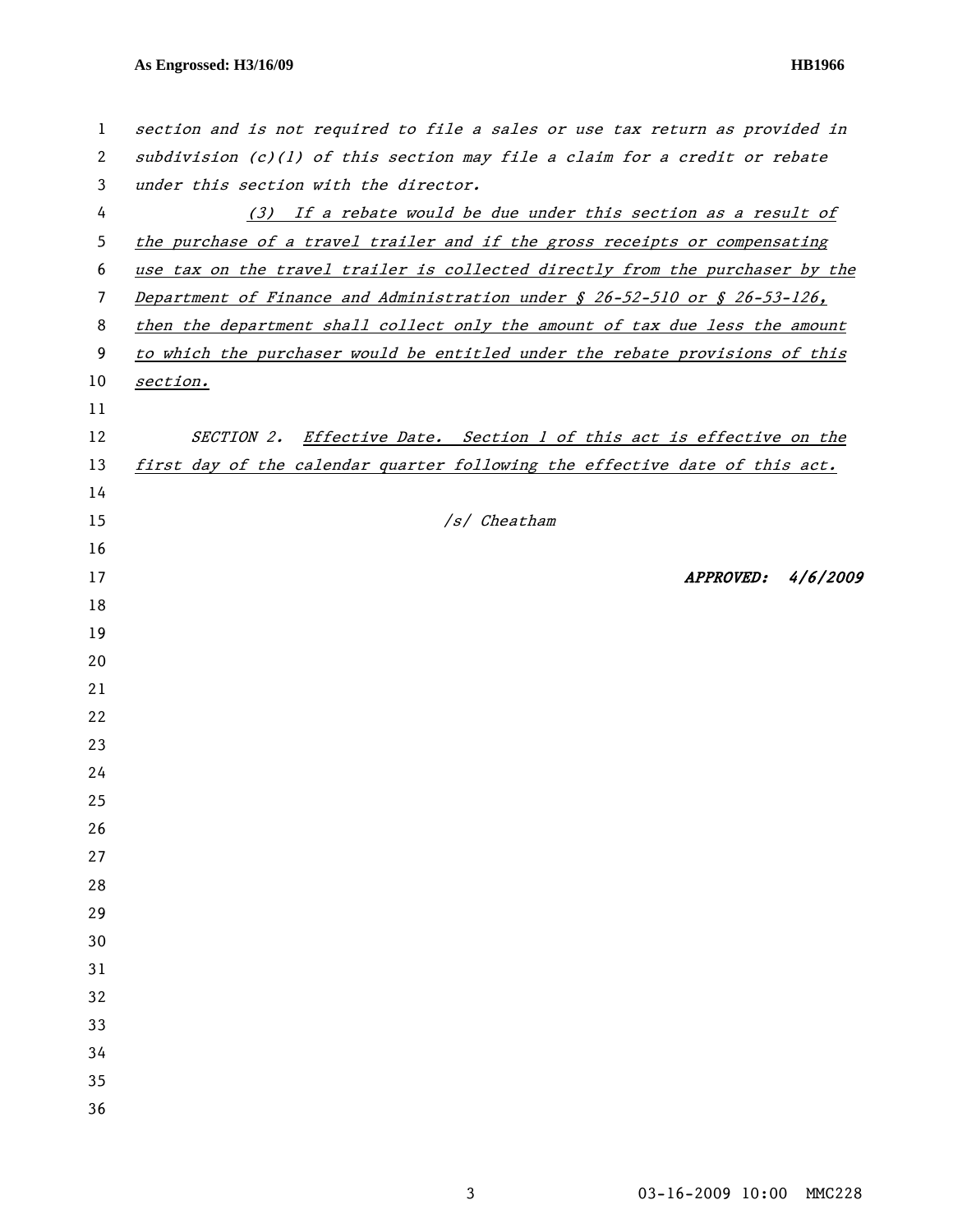section and is not required to file a sales or use tax return as provided in subdivision (c)(1) of this section may file a claim for a credit or rebate under this section with the director.

(3) If a rebate would be due under this section as a result of the purchase of a travel trailer and if the gross receipts or compensating use tax on the travel trailer is collected directly from the purchaser by the Department of Finance and Administration under § 26-52-510 or § 26-53-126, then the department shall collect only the amount of tax due less the amount to which the purchaser would be entitled under the rebate provisions of this section.

SECTION 2. Effective Date. Section 1 of this act is effective on the first day of the calendar quarter following the effective date of this act.

/s/ Cheatham

**APPROVED: 4/6/2009**